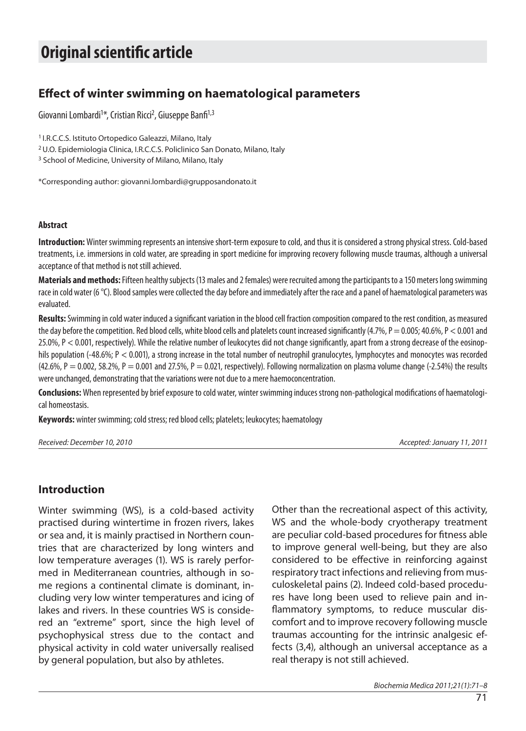# Original scientific article

## Effect of winter swimming on haematological parameters

Giovanni Lombardi[1]*, Cristian Ricci[2], Giuseppe Banfi[1,3]

[1] I.R.C.C.S. Istituto Ortopedico Galeazzi, Milano, Italy

[2] U.O. Epidemiologia Clinica, I.R.C.C.S. Policlinico San Donato, Milano, Italy

[3] School of Medicine, University of Milano, Milano, Italy

*Corresponding author: giovanni.lombardi@grupposandonato.it

#### Abstract

**Introduction:** Winter swimming represents an intensive short-term exposure to cold, and thus it is considered a strong physical stress. Cold-based treatments, i.e. immersions in cold water, are spreading in sport medicine for improving recovery following muscle traumas, although a universal acceptance of that method is not still achieved.

**Materials and methods:** Fifteen healthy subjects (13 males and 2 females) were recruited among the participants to a 150 meters long swimming race in cold water (6 °C). Blood samples were collected the day before and immediately after the race and a panel of haematological parameters was evaluated.

**Results:** Swimming in cold water induced a significant variation in the blood cell fraction composition compared to the rest condition, as measured the day before the competition. Red blood cells, white blood cells and platelets count increased significantly (4.7%, $P = 0.005$; 40.6%, $P < 0.001$ and 25.0%, $P < 0.001$, respectively). While the relative number of leukocytes did not change significantly, apart from a strong decrease of the eosinophils population (-48.6%; $P < 0.001$), a strong increase in the total number of neutrophil granulocytes, lymphocytes and monocytes was recorded (42.6%, $P = 0.002$, 58.2%, $P = 0.001$ and 27.5%, $P = 0.021$, respectively). Following normalization on plasma volume change (-2.54%) the results were unchanged, demonstrating that the variations were not due to a mere haemoconcentration.

**Conclusions:** When represented by brief exposure to cold water, winter swimming induces strong non-pathological modifications of haematological homeostasis.

**Keywords:** winter swimming; cold stress; red blood cells; platelets; leukocytes; haematology

*Received: December 10, 2010* *Accepted: January 11, 2011*

## Introduction

Winter swimming (WS), is a cold-based activity practised during wintertime in frozen rivers, lakes or sea and, it is mainly practised in Northern countries that are characterized by long winters and low temperature averages (1). WS is rarely performed in Mediterranean countries, although in some regions a continental climate is dominant, including very low winter temperatures and icing of lakes and rivers. In these countries WS is considered an "extreme" sport, since the high level of psychophysical stress due to the contact and physical activity in cold water universally realised by general population, but also by athletes.

Other than the recreational aspect of this activity, WS and the whole-body cryotherapy treatment are peculiar cold-based procedures for fitness able to improve general well-being, but they are also considered to be effective in reinforcing against respiratory tract infections and relieving from musculoskeletal pains (2). Indeed cold-based procedures have long been used to relieve pain and inflammatory symptoms, to reduce muscular discomfort and to improve recovery following muscle traumas accounting for the intrinsic analgesic effects (3,4), although an universal acceptance as a real therapy is not still achieved.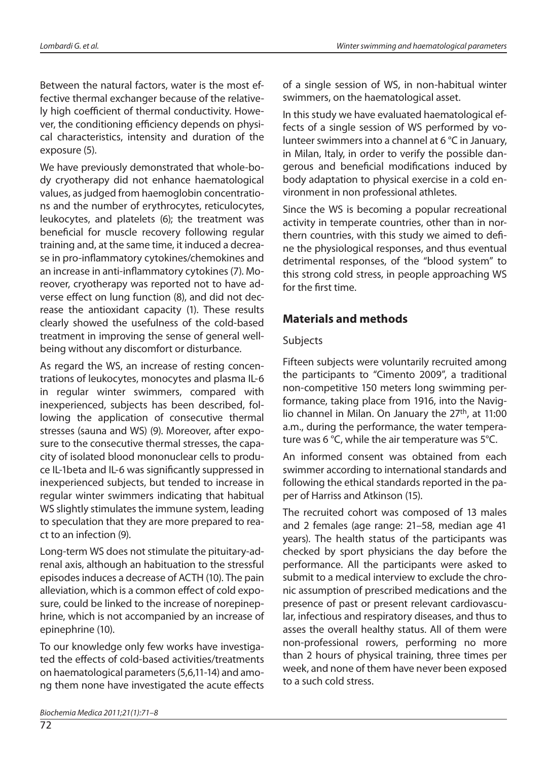Between the natural factors, water is the most effective thermal exchanger because of the relatively high coefficient of thermal conductivity. However, the conditioning efficiency depends on physical characteristics, intensity and duration of the exposure (5).

We have previously demonstrated that whole-body cryotherapy did not enhance haematological values, as judged from haemoglobin concentrations and the number of erythrocytes, reticulocytes, leukocytes, and platelets (6); the treatment was beneficial for muscle recovery following regular training and, at the same time, it induced a decrease in pro-inflammatory cytokines/chemokines and an increase in anti-inflammatory cytokines (7). Moreover, cryotherapy was reported not to have adverse effect on lung function (8), and did not decrease the antioxidant capacity (1). These results clearly showed the usefulness of the cold-based treatment in improving the sense of general wellbeing without any discomfort or disturbance.

As regard the WS, an increase of resting concentrations of leukocytes, monocytes and plasma IL-6 in regular winter swimmers, compared with inexperienced, subjects has been described, following the application of consecutive thermal stresses (sauna and WS) (9). Moreover, after exposure to the consecutive thermal stresses, the capacity of isolated blood mononuclear cells to produce IL-1beta and IL-6 was significantly suppressed in inexperienced subjects, but tended to increase in regular winter swimmers indicating that habitual WS slightly stimulates the immune system, leading to speculation that they are more prepared to react to an infection (9).

Long-term WS does not stimulate the pituitary-adrenal axis, although an habituation to the stressful episodes induces a decrease of ACTH (10). The pain alleviation, which is a common effect of cold exposure, could be linked to the increase of norepinephrine, which is not accompanied by an increase of epinephrine (10).

To our knowledge only few works have investigated the effects of cold-based activities/treatments on haematological parameters (5,6,11-14) and among them none have investigated the acute effects of a single session of WS, in non-habitual winter swimmers, on the haematological asset.

In this study we have evaluated haematological effects of a single session of WS performed by volunteer swimmers into a channel at 6 °C in January, in Milan, Italy, in order to verify the possible dangerous and beneficial modifications induced by body adaptation to physical exercise in a cold environment in non professional athletes.

Since the WS is becoming a popular recreational activity in temperate countries, other than in northern countries, with this study we aimed to define the physiological responses, and thus eventual detrimental responses, of the "blood system" to this strong cold stress, in people approaching WS for the first time.

## Materials and methods

### Subjects

Fifteen subjects were voluntarily recruited among the participants to "Cimento 2009", a traditional non-competitive 150 meters long swimming performance, taking place from 1916, into the Naviglio channel in Milan. On January the 27th, at 11:00 a.m., during the performance, the water temperature was 6 °C, while the air temperature was 5°C.

An informed consent was obtained from each swimmer according to international standards and following the ethical standards reported in the paper of Harriss and Atkinson (15).

The recruited cohort was composed of 13 males and 2 females (age range: 21–58, median age 41 years). The health status of the participants was checked by sport physicians the day before the performance. All the participants were asked to submit to a medical interview to exclude the chronic assumption of prescribed medications and the presence of past or present relevant cardiovascular, infectious and respiratory diseases, and thus to asses the overall healthy status. All of them were non-professional rowers, performing no more than 2 hours of physical training, three times per week, and none of them have never been exposed to a such cold stress.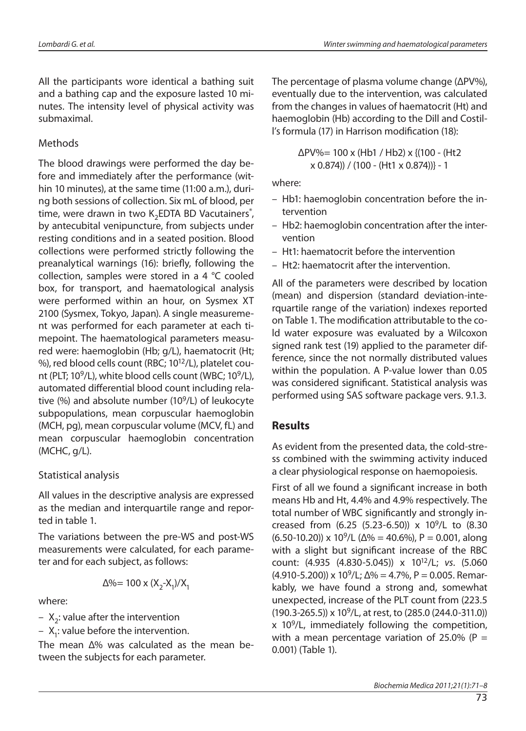All the participants wore identical a bathing suit and a bathing cap and the exposure lasted 10 minutes. The intensity level of physical activity was submaximal.

### Methods

The blood drawings were performed the day before and immediately after the performance (within 10 minutes), at the same time (11:00 a.m.), during both sessions of collection. Six mL of blood, per time, were drawn in two $K_2$EDTA BD Vacutainers®, by antecubital venipuncture, from subjects under resting conditions and in a seated position. Blood collections were performed strictly following the preanalytical warnings (16): briefly, following the collection, samples were stored in a 4 °C cooled box, for transport, and haematological analysis were performed within an hour, on Sysmex XT 2100 (Sysmex, Tokyo, Japan). A single measurement was performed for each parameter at each timepoint. The haematological parameters measured were: haemoglobin (Hb; g/L), haematocrit (Ht; %), red blood cells count (RBC; $10^{12}$/L), platelet count (PLT; $10^9$/L), white blood cells count (WBC; $10^9$/L), automated differential blood count including relative (%) and absolute number ($10^9$/L) of leukocyte subpopulations, mean corpuscular haemoglobin (MCH, pg), mean corpuscular volume (MCV, fL) and mean corpuscular haemoglobin concentration (MCHC, g/L).

### Statistical analysis

All values in the descriptive analysis are expressed as the median and interquartile range and reported in table 1.

The variations between the pre-WS and post-WS measurements were calculated, for each parameter and for each subject, as follows:

$$\Delta\% = 100 \times (X_2 - X_1)/X_1$$

where:

- $X_2$: value after the intervention
- $X_1$: value before the intervention.

The mean Δ% was calculated as the mean between the subjects for each parameter.

The percentage of plasma volume change (ΔPV%), eventually due to the intervention, was calculated from the changes in values of haematocrit (Ht) and haemoglobin (Hb) according to the Dill and Costill's formula (17) in Harrison modification (18):

$$\Delta PV\% = 100 \times (Hb1 / Hb2) \times \{(100 - (Ht2 \times 0.874)) / (100 - (Ht1 \times 0.874))\} - 1$$

where:

- Hb1: haemoglobin concentration before the intervention
- Hb2: haemoglobin concentration after the intervention
- Ht1: haematocrit before the intervention
- Ht2: haematocrit after the intervention.

All of the parameters were described by location (mean) and dispersion (standard deviation-interquartile range of the variation) indexes reported on Table 1. The modification attributable to the cold water exposure was evaluated by a Wilcoxon signed rank test (19) applied to the parameter difference, since the not normally distributed values within the population. A P-value lower than 0.05 was considered significant. Statistical analysis was performed using SAS software package vers. 9.1.3.

## Results

As evident from the presented data, the cold-stress combined with the swimming activity induced a clear physiological response on haemopoiesis.

First of all we found a significant increase in both means Hb and Ht, 4.4% and 4.9% respectively. The total number of WBC significantly and strongly increased from (6.25 (5.23-6.50)) x $10^9$/L to (8.30 (6.50-10.20)) x $10^9$/L (Δ% = 40.6%), P = 0.001, along with a slight but significant increase of the RBC count: (4.935 (4.830-5.045)) x $10^{12}$/L; *vs.* (5.060 (4.910-5.200)) x $10^9$/L; Δ% = 4.7%, P = 0.005. Remarkably, we have found a strong and, somewhat unexpected, increase of the PLT count from (223.5 (190.3-265.5)) x $10^9$/L, at rest, to (285.0 (244.0-311.0)) x $10^9$/L, immediately following the competition, with a mean percentage variation of 25.0% (P = 0.001) (Table 1).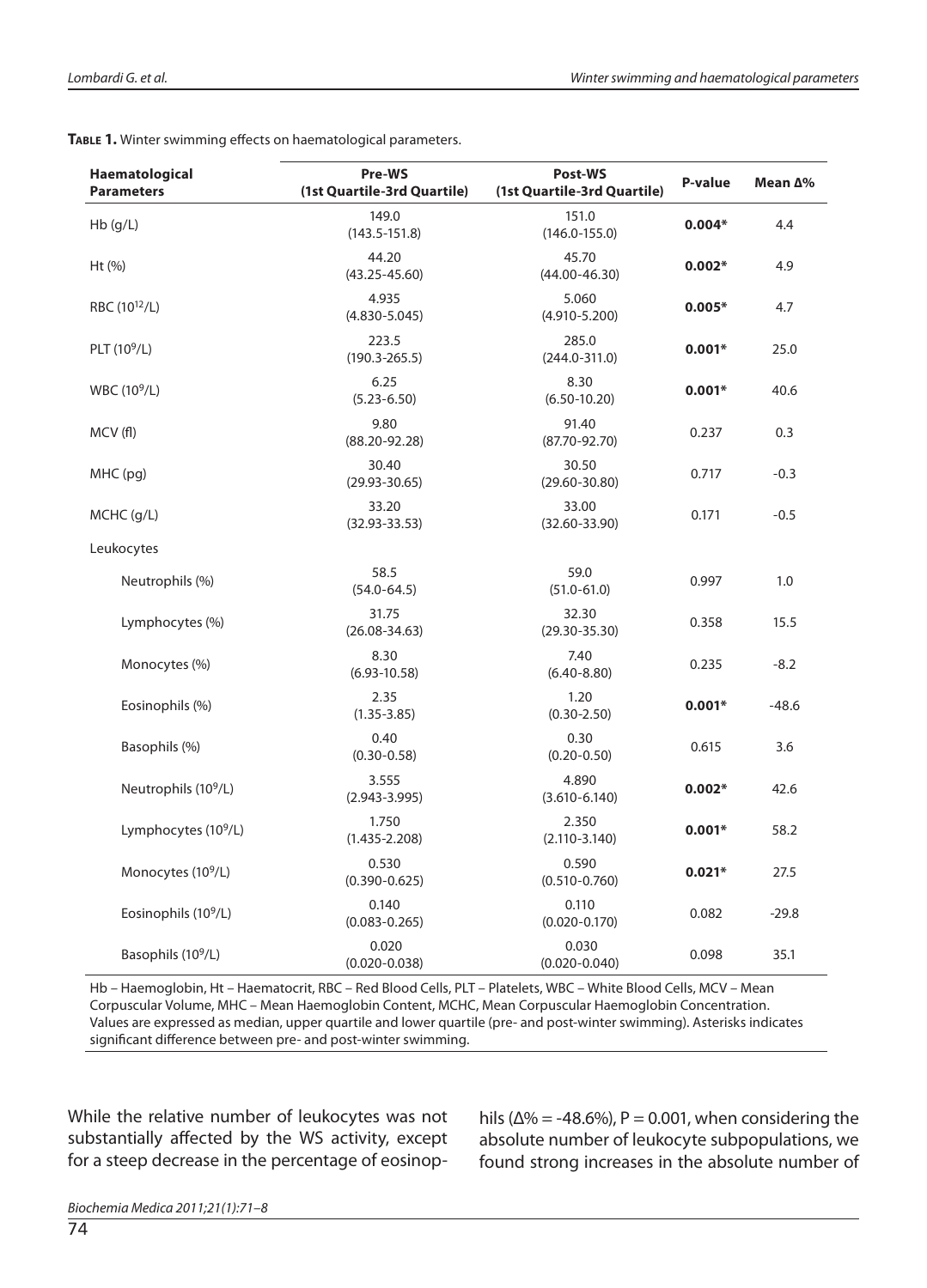**Table 1.** Winter swimming effects on haematological parameters.

| Haematological Parameters | Pre-WS (1st Quartile-3rd Quartile) | Post-WS (1st Quartile-3rd Quartile) | P-value | Mean Δ% |
|---|---|---|---|---|
| Hb (g/L) | 149.0 (143.5-151.8) | 151.0 (146.0-155.0) | **0.004*** | 4.4 |
| Ht (%) | 44.20 (43.25-45.60) | 45.70 (44.00-46.30) | **0.002*** | 4.9 |
| RBC ($10^{12}$/L) | 4.935 (4.830-5.045) | 5.060 (4.910-5.200) | **0.005*** | 4.7 |
| PLT ($10^{9}$/L) | 223.5 (190.3-265.5) | 285.0 (244.0-311.0) | **0.001*** | 25.0 |
| WBC ($10^{9}$/L) | 6.25 (5.23-6.50) | 8.30 (6.50-10.20) | **0.001*** | 40.6 |
| MCV (fl) | 9.80 (88.20-92.28) | 91.40 (87.70-92.70) | 0.237 | 0.3 |
| MHC (pg) | 30.40 (29.93-30.65) | 30.50 (29.60-30.80) | 0.717 | -0.3 |
| MCHC (g/L) | 33.20 (32.93-33.53) | 33.00 (32.60-33.90) | 0.171 | -0.5 |
| Leukocytes | | | | |
| Neutrophils (%) | 58.5 (54.0-64.5) | 59.0 (51.0-61.0) | 0.997 | 1.0 |
| Lymphocytes (%) | 31.75 (26.08-34.63) | 32.30 (29.30-35.30) | 0.358 | 15.5 |
| Monocytes (%) | 8.30 (6.93-10.58) | 7.40 (6.40-8.80) | 0.235 | -8.2 |
| Eosinophils (%) | 2.35 (1.35-3.85) | 1.20 (0.30-2.50) | **0.001*** | -48.6 |
| Basophils (%) | 0.40 (0.30-0.58) | 0.30 (0.20-0.50) | 0.615 | 3.6 |
| Neutrophils ($10^{9}$/L) | 3.555 (2.943-3.995) | 4.890 (3.610-6.140) | **0.002*** | 42.6 |
| Lymphocytes ($10^{9}$/L) | 1.750 (1.435-2.208) | 2.350 (2.110-3.140) | **0.001*** | 58.2 |
| Monocytes ($10^{9}$/L) | 0.530 (0.390-0.625) | 0.590 (0.510-0.760) | **0.021*** | 27.5 |
| Eosinophils ($10^{9}$/L) | 0.140 (0.083-0.265) | 0.110 (0.020-0.170) | 0.082 | -29.8 |
| Basophils ($10^{9}$/L) | 0.020 (0.020-0.038) | 0.030 (0.020-0.040) | 0.098 | 35.1 |

Hb – Haemoglobin, Ht – Haematocrit, RBC – Red Blood Cells, PLT – Platelets, WBC – White Blood Cells, MCV – Mean Corpuscular Volume, MHC – Mean Haemoglobin Content, MCHC, Mean Corpuscular Haemoglobin Concentration. Values are expressed as median, upper quartile and lower quartile (pre- and post-winter swimming). Asterisks indicates significant difference between pre- and post-winter swimming.

While the relative number of leukocytes was not substantially affected by the WS activity, except for a steep decrease in the percentage of eosinophils (Δ% = -48.6%), P = 0.001, when considering the absolute number of leukocyte subpopulations, we found strong increases in the absolute number of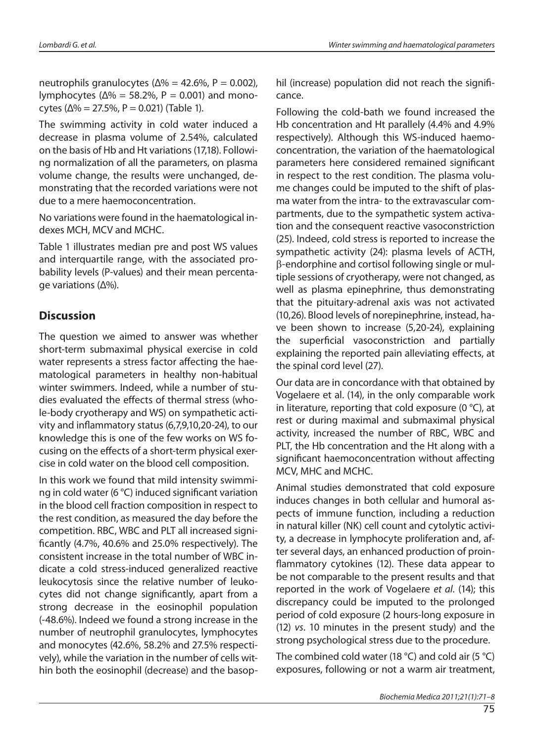neutrophils granulocytes (Δ% = 42.6%, P = 0.002), lymphocytes (Δ% = 58.2%, P = 0.001) and monocytes (Δ% = 27.5%, P = 0.021) (Table 1).

The swimming activity in cold water induced a decrease in plasma volume of 2.54%, calculated on the basis of Hb and Ht variations (17,18). Following normalization of all the parameters, on plasma volume change, the results were unchanged, demonstrating that the recorded variations were not due to a mere haemoconcentration.

No variations were found in the haematological indexes MCH, MCV and MCHC.

Table 1 illustrates median pre and post WS values and interquartile range, with the associated probability levels (P-values) and their mean percentage variations (Δ%).

## Discussion

The question we aimed to answer was whether short-term submaximal physical exercise in cold water represents a stress factor affecting the haematological parameters in healthy non-habitual winter swimmers. Indeed, while a number of studies evaluated the effects of thermal stress (whole-body cryotherapy and WS) on sympathetic activity and inflammatory status (6,7,9,10,20-24), to our knowledge this is one of the few works on WS focusing on the effects of a short-term physical exercise in cold water on the blood cell composition.

In this work we found that mild intensity swimming in cold water (6 °C) induced significant variation in the blood cell fraction composition in respect to the rest condition, as measured the day before the competition. RBC, WBC and PLT all increased significantly (4.7%, 40.6% and 25.0% respectively). The consistent increase in the total number of WBC indicate a cold stress-induced generalized reactive leukocytosis since the relative number of leukocytes did not change significantly, apart from a strong decrease in the eosinophil population (-48.6%). Indeed we found a strong increase in the number of neutrophil granulocytes, lymphocytes and monocytes (42.6%, 58.2% and 27.5% respectively), while the variation in the number of cells within both the eosinophil (decrease) and the basophil (increase) population did not reach the significance.

Following the cold-bath we found increased the Hb concentration and Ht parallely (4.4% and 4.9% respectively). Although this WS-induced haemoconcentration, the variation of the haematological parameters here considered remained significant in respect to the rest condition. The plasma volume changes could be imputed to the shift of plasma water from the intra- to the extravascular compartments, due to the sympathetic system activation and the consequent reactive vasoconstriction (25). Indeed, cold stress is reported to increase the sympathetic activity (24): plasma levels of ACTH, β-endorphine and cortisol following single or multiple sessions of cryotherapy, were not changed, as well as plasma epinephrine, thus demonstrating that the pituitary-adrenal axis was not activated (10,26). Blood levels of norepinephrine, instead, have been shown to increase (5,20-24), explaining the superficial vasoconstriction and partially explaining the reported pain alleviating effects, at the spinal cord level (27).

Our data are in concordance with that obtained by Vogelaere et al. (14), in the only comparable work in literature, reporting that cold exposure (0 °C), at rest or during maximal and submaximal physical activity, increased the number of RBC, WBC and PLT, the Hb concentration and the Ht along with a significant haemoconcentration without affecting MCV, MHC and MCHC.

Animal studies demonstrated that cold exposure induces changes in both cellular and humoral aspects of immune function, including a reduction in natural killer (NK) cell count and cytolytic activity, a decrease in lymphocyte proliferation and, after several days, an enhanced production of proinflammatory cytokines (12). These data appear to be not comparable to the present results and that reported in the work of Vogelaere *et al*. (14); this discrepancy could be imputed to the prolonged period of cold exposure (2 hours-long exposure in (12) *vs*. 10 minutes in the present study) and the strong psychological stress due to the procedure.

The combined cold water (18 °C) and cold air (5 °C) exposures, following or not a warm air treatment,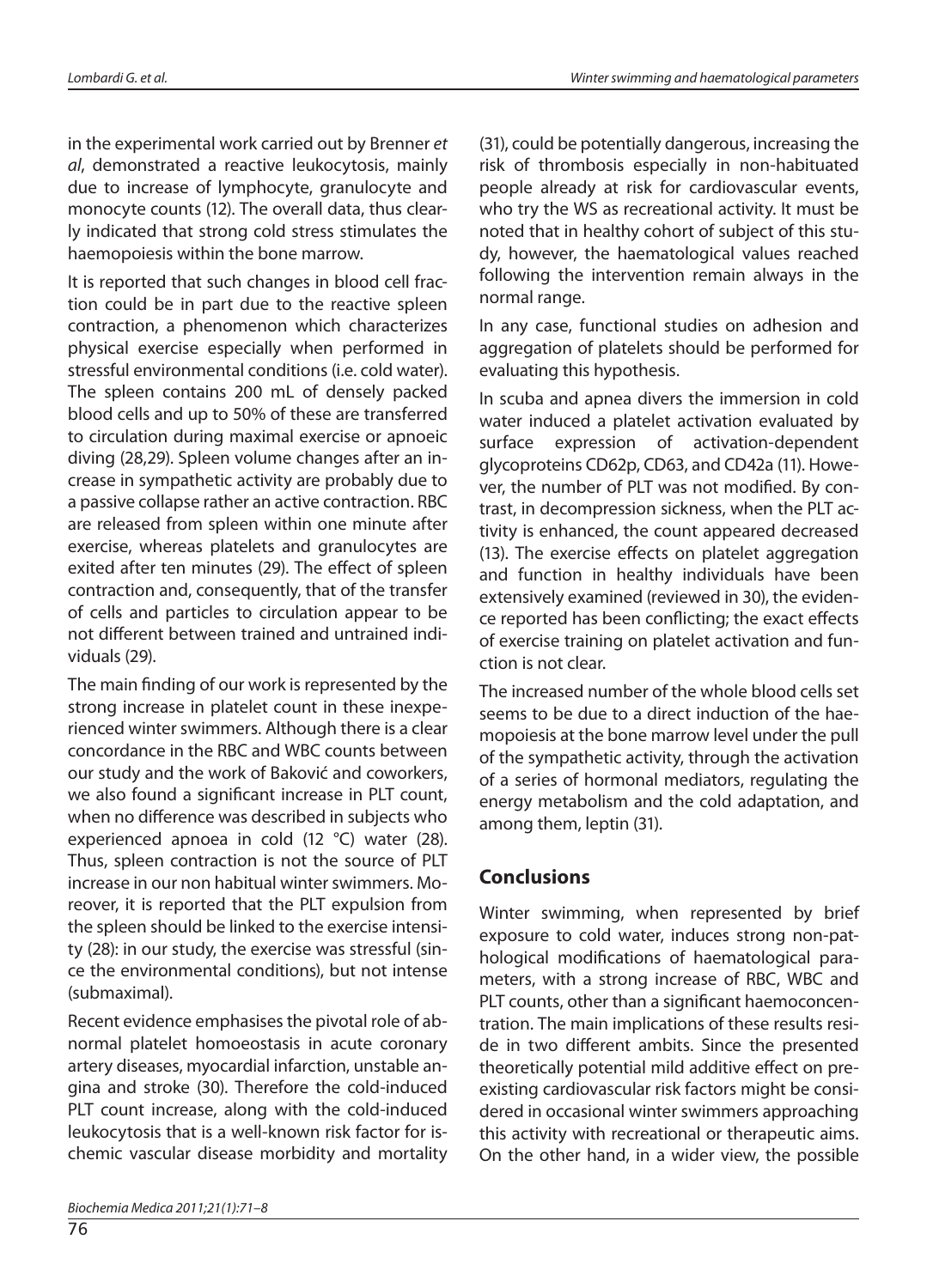in the experimental work carried out by Brenner *et al*, demonstrated a reactive leukocytosis, mainly due to increase of lymphocyte, granulocyte and monocyte counts (12). The overall data, thus clearly indicated that strong cold stress stimulates the haemopoiesis within the bone marrow.

It is reported that such changes in blood cell fraction could be in part due to the reactive spleen contraction, a phenomenon which characterizes physical exercise especially when performed in stressful environmental conditions (i.e. cold water). The spleen contains 200 mL of densely packed blood cells and up to 50% of these are transferred to circulation during maximal exercise or apnoeic diving (28,29). Spleen volume changes after an increase in sympathetic activity are probably due to a passive collapse rather an active contraction. RBC are released from spleen within one minute after exercise, whereas platelets and granulocytes are exited after ten minutes (29). The effect of spleen contraction and, consequently, that of the transfer of cells and particles to circulation appear to be not different between trained and untrained individuals (29).

The main finding of our work is represented by the strong increase in platelet count in these inexperienced winter swimmers. Although there is a clear concordance in the RBC and WBC counts between our study and the work of Baković and coworkers, we also found a significant increase in PLT count, when no difference was described in subjects who experienced apnoea in cold (12 °C) water (28). Thus, spleen contraction is not the source of PLT increase in our non habitual winter swimmers. Moreover, it is reported that the PLT expulsion from the spleen should be linked to the exercise intensity (28): in our study, the exercise was stressful (since the environmental conditions), but not intense (submaximal).

Recent evidence emphasises the pivotal role of abnormal platelet homoeostasis in acute coronary artery diseases, myocardial infarction, unstable angina and stroke (30). Therefore the cold-induced PLT count increase, along with the cold-induced leukocytosis that is a well-known risk factor for ischemic vascular disease morbidity and mortality (31), could be potentially dangerous, increasing the risk of thrombosis especially in non-habituated people already at risk for cardiovascular events, who try the WS as recreational activity. It must be noted that in healthy cohort of subject of this study, however, the haematological values reached following the intervention remain always in the normal range.

In any case, functional studies on adhesion and aggregation of platelets should be performed for evaluating this hypothesis.

In scuba and apnea divers the immersion in cold water induced a platelet activation evaluated by surface expression of activation-dependent glycoproteins CD62p, CD63, and CD42a (11). However, the number of PLT was not modified. By contrast, in decompression sickness, when the PLT activity is enhanced, the count appeared decreased (13). The exercise effects on platelet aggregation and function in healthy individuals have been extensively examined (reviewed in 30), the evidence reported has been conflicting; the exact effects of exercise training on platelet activation and function is not clear.

The increased number of the whole blood cells set seems to be due to a direct induction of the haemopoiesis at the bone marrow level under the pull of the sympathetic activity, through the activation of a series of hormonal mediators, regulating the energy metabolism and the cold adaptation, and among them, leptin (31).

## Conclusions

Winter swimming, when represented by brief exposure to cold water, induces strong non-pathological modifications of haematological parameters, with a strong increase of RBC, WBC and PLT counts, other than a significant haemoconcentration. The main implications of these results reside in two different ambits. Since the presented theoretically potential mild additive effect on preexisting cardiovascular risk factors might be considered in occasional winter swimmers approaching this activity with recreational or therapeutic aims. On the other hand, in a wider view, the possible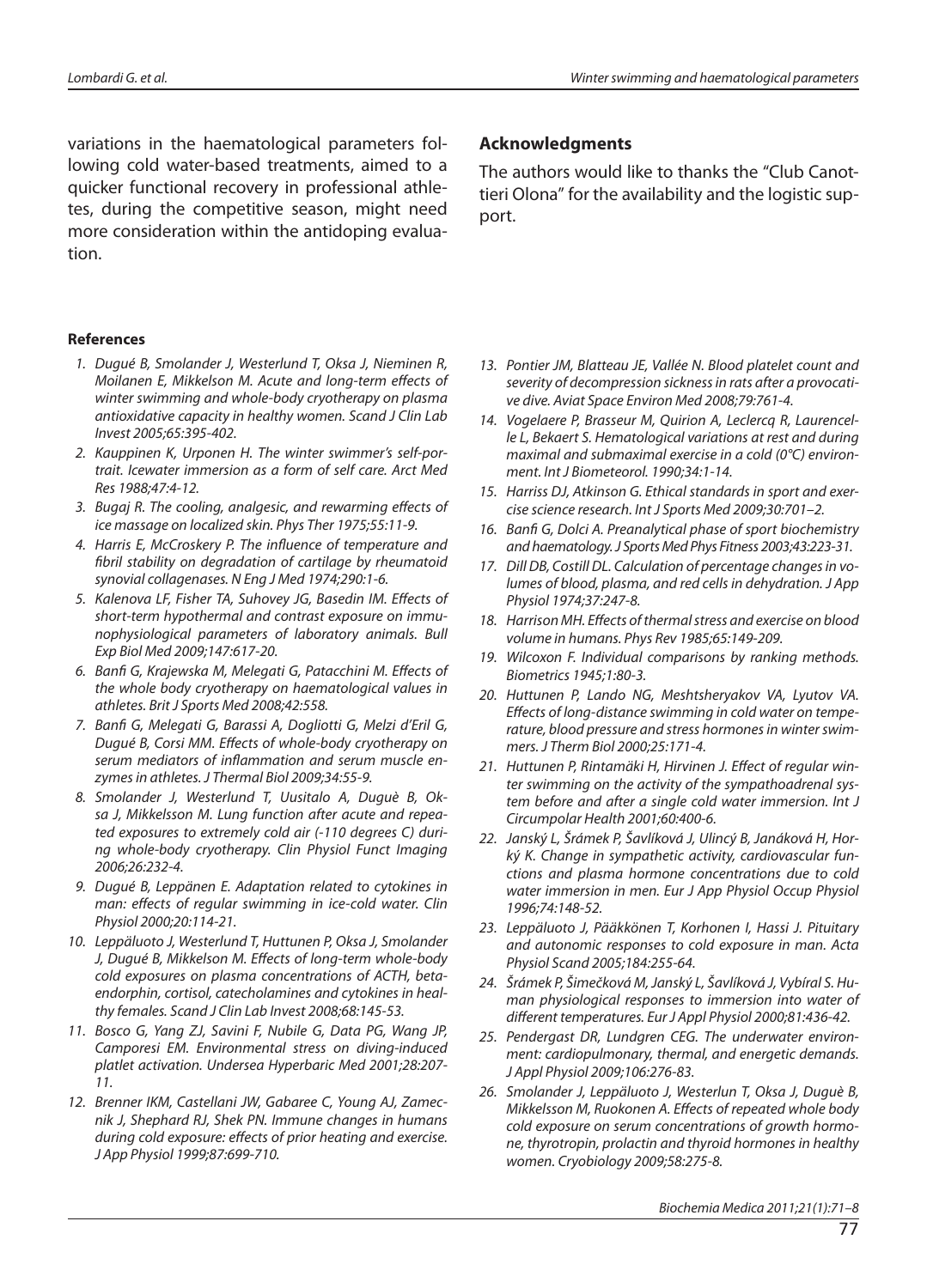variations in the haematological parameters following cold water-based treatments, aimed to a quicker functional recovery in professional athletes, during the competitive season, might need more consideration within the antidoping evaluation.

## Acknowledgments

The authors would like to thanks the "Club Canottieri Olona" for the availability and the logistic support.

### References

1. *Dugué B, Smolander J, Westerlund T, Oksa J, Nieminen R, Moilanen E, Mikkelson M. Acute and long-term effects of winter swimming and whole-body cryotherapy on plasma antioxidative capacity in healthy women. Scand J Clin Lab Invest 2005;65:395-402.*
2. *Kauppinen K, Urponen H. The winter swimmer's self-portrait. Icewater immersion as a form of self care. Arct Med Res 1988;47:4-12.*
3. *Bugaj R. The cooling, analgesic, and rewarming effects of ice massage on localized skin. Phys Ther 1975;55:11-9.*
4. *Harris E, McCroskery P. The influence of temperature and fibril stability on degradation of cartilage by rheumatoid synovial collagenases. N Eng J Med 1974;290:1-6.*
5. *Kalenova LF, Fisher TA, Suhovey JG, Basedin IM. Effects of short-term hypothermal and contrast exposure on immunophysiological parameters of laboratory animals. Bull Exp Biol Med 2009;147:617-20.*
6. *Banfi G, Krajewska M, Melegati G, Patacchini M. Effects of the whole body cryotherapy on haematological values in athletes. Brit J Sports Med 2008;42:558.*
7. *Banfi G, Melegati G, Barassi A, Dogliotti G, Melzi d'Eril G, Dugué B, Corsi MM. Effects of whole-body cryotherapy on serum mediators of inflammation and serum muscle enzymes in athletes. J Thermal Biol 2009;34:55-9.*
8. *Smolander J, Westerlund T, Uusitalo A, Duguè B, Oksa J, Mikkelsson M. Lung function after acute and repeated exposures to extremely cold air (-110 degrees C) during whole-body cryotherapy. Clin Physiol Funct Imaging 2006;26:232-4.*
9. *Dugué B, Leppänen E. Adaptation related to cytokines in man: effects of regular swimming in ice-cold water. Clin Physiol 2000;20:114-21.*
10. *Leppäluoto J, Westerlund T, Huttunen P, Oksa J, Smolander J, Dugué B, Mikkelsson M. Effects of long-term whole-body cold exposures on plasma concentrations of ACTH, beta-endorphin, cortisol, catecholamines and cytokines in healthy females. Scand J Clin Lab Invest 2008;68:145-53.*
11. *Bosco G, Yang ZJ, Savini F, Nubile G, Data PG, Wang JP, Camporesi EM. Environmental stress on diving-induced platelet activation. Undersea Hyperbaric Med 2001;28:207-11.*
12. *Brenner IKM, Castellani JW, Gabaree C, Young AJ, Zamecnik J, Shephard RJ, Shek PN. Immune changes in humans during cold exposure: effects of prior heating and exercise. J App Physiol 1999;87:699-710.*
13. *Pontier JM, Blatteau JE, Vallée N. Blood platelet count and severity of decompression sickness in rats after a provocative dive. Aviat Space Environ Med 2008;79:761-4.*
14. *Vogelaere P, Brasseur M, Quirion A, Leclercq R, Laurencelle L, Bekaert S. Hematological variations at rest and during maximal and submaximal exercise in a cold (0°C) environment. Int J Biometeorol. 1990;34:1-14.*
15. *Harriss DJ, Atkinson G. Ethical standards in sport and exercise science research. Int J Sports Med 2009;30:701–2.*
16. *Banfi G, Dolci A. Preanalytical phase of sport biochemistry and haematology. J Sports Med Phys Fitness 2003;43:223-31.*
17. *Dill DB, Costill DL. Calculation of percentage changes in volumes of blood, plasma, and red cells in dehydration. J App Physiol 1974;37:247-8.*
18. *Harrison MH. Effects of thermal stress and exercise on blood volume in humans. Phys Rev 1985;65:149-209.*
19. *Wilcoxon F. Individual comparisons by ranking methods. Biometrics 1945;1:80-3.*
20. *Huttunen P, Lando NG, Meshtsheryakov VA, Lyutov VA. Effects of long-distance swimming in cold water on temperature, blood pressure and stress hormones in winter swimmers. J Therm Biol 2000;25:171-4.*
21. *Huttunen P, Rintamäki H, Hirvinen J. Effect of regular winter swimming on the activity of the sympathoadrenal system before and after a single cold water immersion. Int J Circumpolar Health 2001;60:400-6.*
22. *Janský L, Šrámek P, Šavlíková J, Ulincý B, Janáková H, Horký K. Change in sympathetic activity, cardiovascular functions and plasma hormone concentrations due to cold water immersion in men. Eur J App Physiol Occup Physiol 1996;74:148-52.*
23. *Leppäluoto J, Pääkkönen T, Korhonen I, Hassi J. Pituitary and autonomic responses to cold exposure in man. Acta Physiol Scand 2005;184:255-64.*
24. *Šrámek P, Šimečková M, Janský L, Šavlíková J, Vybíral S. Human physiological responses to immersion into water of different temperatures. Eur J Appl Physiol 2000;81:436-42.*
25. *Pendergast DR, Lundgren CEG. The underwater environment: cardiopulmonary, thermal, and energetic demands. J Appl Physiol 2009;106:276-83.*
26. *Smolander J, Leppäluoto J, Westerlun T, Oksa J, Duguè B, Mikkelsson M, Ruokonen A. Effects of repeated whole body cold exposure on serum concentrations of growth hormone, thyrotropin, prolactin and thyroid hormones in healthy women. Cryobiology 2009;58:275-8.*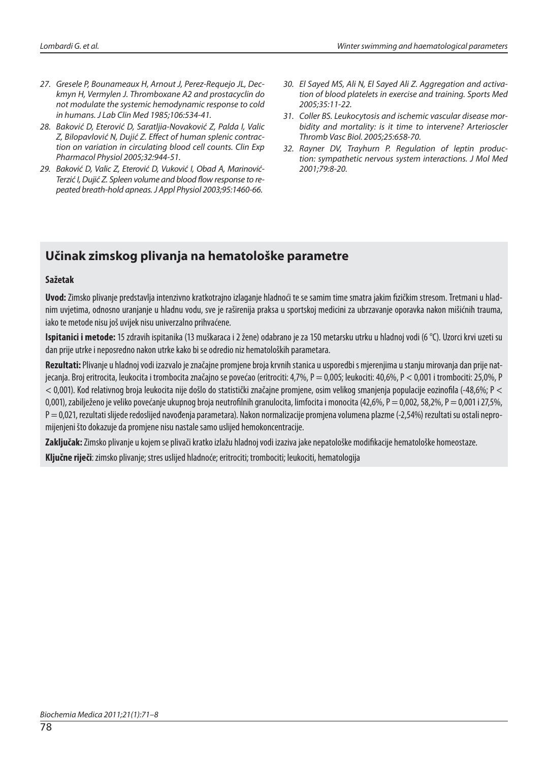27. Gresele P, Bounameaux H, Arnout J, Perez-Requejo JL, Deckmyn H, Vermylen J. Thromboxane A2 and prostacyclin do not modulate the systemic hemodynamic response to cold in humans. J Lab Clin Med 1985;106:534-41.
28. Baković D, Eterović D, Saratljija-Novaković Z, Palda I, Valic Z, Bilopavlović N, Dujić Z. Effect of human splenic contraction on variation in circulating blood cell counts. Clin Exp Pharmacol Physiol 2005;32:944-51.
29. Baković D, Valic Z, Eterović D, Vuković I, Obad A, Marinović-Terzić I, Dujić Z. Spleen volume and blood flow response to repeated breath-hold apneas. J Appl Physiol 2003;95:1460-66.
30. El Sayed MS, Ali N, El Sayed Ali Z. Aggregation and activation of blood platelets in exercise and training. Sports Med 2005;35:11-22.
31. Coller BS. Leukocytosis and ischemic vascular disease morbidity and mortality: is it time to intervene? Arterioscler Thromb Vasc Biol. 2005;25:658-70.
32. Rayner DV, Trayhurn P. Regulation of leptin production: sympathetic nervous system interactions. J Mol Med 2001;79:8-20.

## Učinak zimskog plivanja na hematološke parametre

**Sažetak**

**Uvod:** Zimsko plivanje predstavlja intenzivno kratkotrajno izlaganje hladnoći te se samim time smatra jakim fizičkim stresom. Tretmani u hladnim uvjetima, odnosno uranjanje u hladnu vodu, sve je raširenija praksa u sportskoj medicini za ubrzavanje oporavka nakon mišićnih trauma, iako te metode nisu još uvijek nisu univerzalno prihvaćene.

**Ispitanici i metode:** 15 zdravih ispitanika (13 muškaraca i 2 žene) odabrano je za 150 metarsku utrku u hladnoj vodi (6 °C). Uzorci krvi uzeti su dan prije utrke i neposredno nakon utrke kako bi se odredio niz hematoloških parametara.

**Rezultati:** Plivanje u hladnoj vodi izazvalo je značajne promjene broja krvnih stanica u usporedbi s mjerenjima u stanju mirovanja dan prije natjecanja. Broj eritrocita, leukocita i trombocita značajno se povećao (eritrociti: 4,7%, $P = 0,005$; leukociti: 40,6%, $P < 0,001$ i trombociti: 25,0%, $P < 0,001$). Kod relativnog broja leukocita nije došlo do statistički značajne promjene, osim velikog smanjenja populacije eozinofila (-48,6%; $P < 0,001$), zabilježeno je veliko povećanje ukupnog broja neutrofilnih granulocita, limfocita i monocita (42,6%, $P = 0,002$, 58,2%, $P = 0,001$ i 27,5%, $P = 0,021$, rezultati slijede redoslijed navođenja parametara). Nakon normalizacije promjena volumena plazme (-2,54%) rezultati su ostali nepromijenjeni što dokazuje da promjene nisu nastale samo uslijed hemokoncentracije.

**Zaključak:** Zimsko plivanje u kojem se plivači kratko izlažu hladnoj vodi izaziva jake nepatološke modifikacije hematološke homeostaze.

**Ključne riječi**: zimsko plivanje; stres uslijed hladnoće; eritrociti; trombociti; leukociti, hematologija